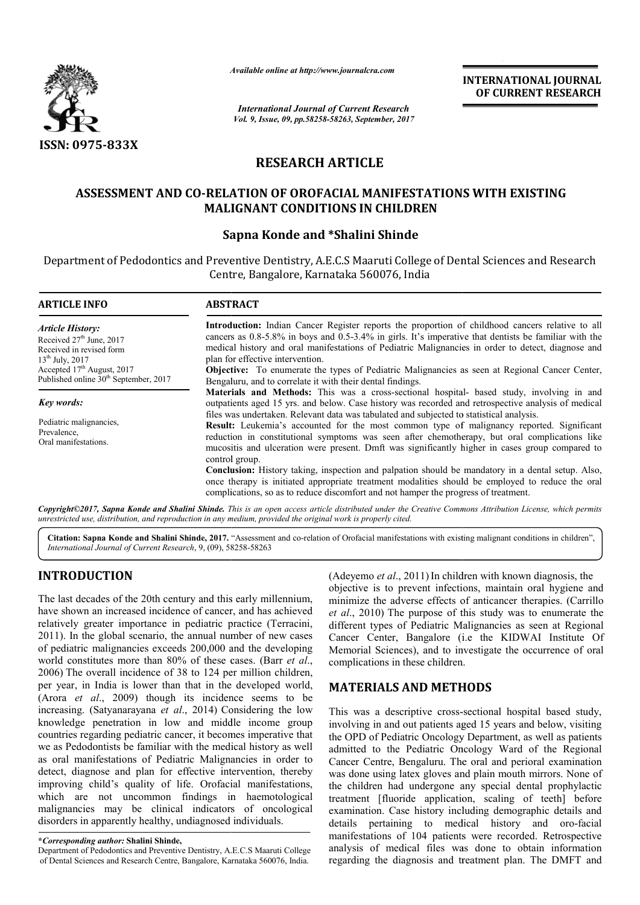*Available online at http://www.journalcra.com*

*International Journal of Current Research*
*Vol. 9, Issue, 09, pp.58258-58263, September, 2017*

**INTERNATIONAL JOURNAL OF CURRENT RESEARCH**

**ISSN: 0975-833X**

# RESEARCH ARTICLE

## ASSESSMENT AND CO-RELATION OF OROFACIAL MANIFESTATIONS WITH EXISTING MALIGNANT CONDITIONS IN CHILDREN

**Sapna Konde and \*Shalini Shinde**

Department of Pedodontics and Preventive Dentistry, A.E.C.S Maaruti College of Dental Sciences and Research Centre, Bangalore, Karnataka 560076, India

### ARTICLE INFO

*Article History:*

Received 27th June, 2017
Received in revised form 13th July, 2017
Accepted 17th August, 2017
Published online 30th September, 2017

*Key words:*

Pediatric malignancies,
Prevalence,
Oral manifestations.

### ABSTRACT

**Introduction:** Indian Cancer Register reports the proportion of childhood cancers relative to all cancers as 0.8-5.8% in boys and 0.5-3.4% in girls. It's imperative that dentists be familiar with the medical history and oral manifestations of Pediatric Malignancies in order to detect, diagnose and plan for effective intervention.

**Objective:** To enumerate the types of Pediatric Malignancies as seen at Regional Cancer Center, Bengaluru, and to correlate it with their dental findings.

**Materials and Methods:** This was a cross-sectional hospital- based study, involving in and outpatients aged 15 yrs. and below. Case history was recorded and retrospective analysis of medical files was undertaken. Relevant data was tabulated and subjected to statistical analysis.

**Result:** Leukemia's accounted for the most common type of malignancy reported. Significant reduction in constitutional symptoms was seen after chemotherapy, but oral complications like mucositis and ulceration were present. Dmft was significantly higher in cases group compared to control group.

**Conclusion:** History taking, inspection and palpation should be mandatory in a dental setup. Also, once therapy is initiated appropriate treatment modalities should be employed to reduce the oral complications, so as to reduce discomfort and not hamper the progress of treatment.

*Copyright©2017, Sapna Konde and Shalini Shinde. This is an open access article distributed under the Creative Commons Attribution License, which permits unrestricted use, distribution, and reproduction in any medium, provided the original work is properly cited.*

**Citation: Sapna Konde and Shalini Shinde, 2017.** "Assessment and co-relation of Orofacial manifestations with existing malignant conditions in children", *International Journal of Current Research*, 9, (09), 58258-58263

## INTRODUCTION

The last decades of the 20th century and this early millennium, have shown an increased incidence of cancer, and has achieved relatively greater importance in pediatric practice (Terracini, 2011). In the global scenario, the annual number of new cases of pediatric malignancies exceeds 200,000 and the developing world constitutes more than 80% of these cases. (Barr *et al*., 2006) The overall incidence of 38 to 124 per million children, per year, in India is lower than that in the developed world, (Arora *et al*., 2009) though its incidence seems to be increasing. (Satyanarayana *et al*., 2014) Considering the low knowledge penetration in low and middle income group countries regarding pediatric cancer, it becomes imperative that we as Pedodontists be familiar with the medical history as well as oral manifestations of Pediatric Malignancies in order to detect, diagnose and plan for effective intervention, thereby improving child's quality of life. Orofacial manifestations, which are not uncommon findings in haemotological malignancies may be clinical indicators of oncological disorders in apparently healthy, undiagnosed individuals.

(Adeyemo *et al*., 2011) In children with known diagnosis, the objective is to prevent infections, maintain oral hygiene and minimize the adverse effects of anticancer therapies. (Carrillo *et al*., 2010) The purpose of this study was to enumerate the different types of Pediatric Malignancies as seen at Regional Cancer Center, Bangalore (i.e the KIDWAI Institute Of Memorial Sciences), and to investigate the occurrence of oral complications in these children.

## MATERIALS AND METHODS

This was a descriptive cross-sectional hospital based study, involving in and out patients aged 15 years and below, visiting the OPD of Pediatric Oncology Department, as well as patients admitted to the Pediatric Oncology Ward of the Regional Cancer Centre, Bengaluru. The oral and perioral examination was done using latex gloves and plain mouth mirrors. None of the children had undergone any special dental prophylactic treatment [fluoride application, scaling of teeth] before examination. Case history including demographic details and details pertaining to medical history and oro-facial manifestations of 104 patients were recorded. Retrospective analysis of medical files was done to obtain information regarding the diagnosis and treatment plan. The DMFT and

**\*Corresponding author: Shalini Shinde,**
Department of Pedodontics and Preventive Dentistry, A.E.C.S Maaruti College of Dental Sciences and Research Centre, Bangalore, Karnataka 560076, India.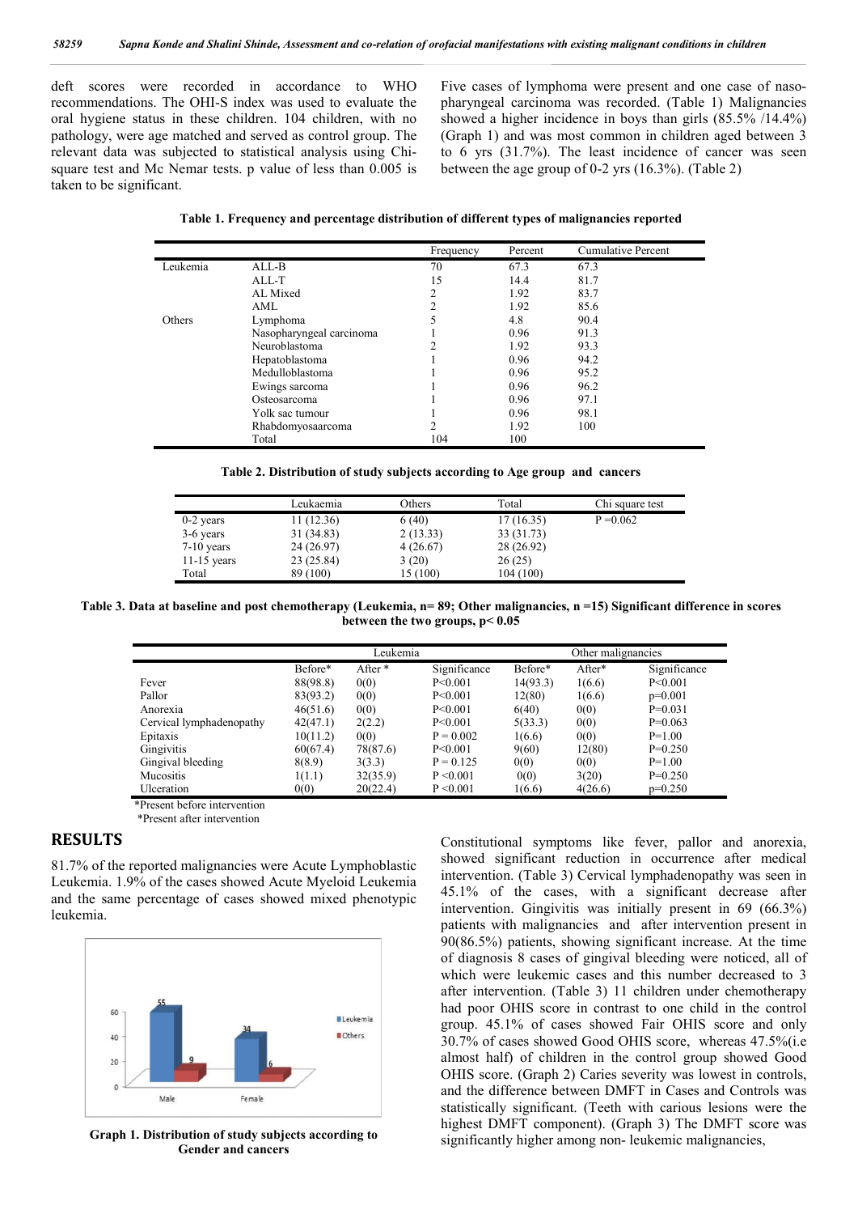deft scores were recorded in accordance to WHO recommendations. The OHI-S index was used to evaluate the oral hygiene status in these children. 104 children, with no pathology, were age matched and served as control group. The relevant data was subjected to statistical analysis using Chi-square test and Mc Nemar tests. p value of less than 0.005 is taken to be significant.

Five cases of lymphoma were present and one case of naso-pharyngeal carcinoma was recorded. (Table 1) Malignancies showed a higher incidence in boys than girls (85.5% /14.4%) (Graph 1) and was most common in children aged between 3 to 6 yrs (31.7%). The least incidence of cancer was seen between the age group of 0-2 yrs (16.3%). (Table 2)

**Table 1. Frequency and percentage distribution of different types of malignancies reported**

| | | Frequency | Percent | Cumulative Percent |
|---|---|---|---|---|
| Leukemia | ALL-B | 70 | 67.3 | 67.3 |
| | ALL-T | 15 | 14.4 | 81.7 |
| | AL Mixed | 2 | 1.92 | 83.7 |
| | AML | 2 | 1.92 | 85.6 |
| Others | Lymphoma | 5 | 4.8 | 90.4 |
| | Nasopharyngeal carcinoma | 1 | 0.96 | 91.3 |
| | Neuroblastoma | 2 | 1.92 | 93.3 |
| | Hepatoblastoma | 1 | 0.96 | 94.2 |
| | Medulloblastoma | 1 | 0.96 | 95.2 |
| | Ewings sarcoma | 1 | 0.96 | 96.2 |
| | Osteosarcoma | 1 | 0.96 | 97.1 |
| | Yolk sac tumour | 1 | 0.96 | 98.1 |
| | Rhabdomyosaarcoma | 2 | 1.92 | 100 |
| | Total | 104 | 100 | |

**Table 2. Distribution of study subjects according to Age group and cancers**

| | Leukaemia | Others | Total | Chi square test |
|---|---|---|---|---|
| 0-2 years | 11 (12.36) | 6 (40) | 17 (16.35) | P =0.062 |
| 3-6 years | 31 (34.83) | 2 (13.33) | 33 (31.73) | |
| 7-10 years | 24 (26.97) | 4 (26.67) | 28 (26.92) | |
| 11-15 years | 23 (25.84) | 3 (20) | 26 (25) | |
| Total | 89 (100) | 15 (100) | 104 (100) | |

**Table 3. Data at baseline and post chemotherapy (Leukemia, n= 89; Other malignancies, n =15) Significant difference in scores between the two groups, p< 0.05**

| | Leukemia | | | Other malignancies | | |
|---|---|---|---|---|---|---|
| | Before* | After * | Significance | Before* | After* | Significance |
| Fever | 88(98.8) | 0(0) | P<0.001 | 14(93.3) | 1(6.6) | P<0.001 |
| Pallor | 83(93.2) | 0(0) | P<0.001 | 12(80) | 1(6.6) | p=0.001 |
| Anorexia | 46(51.6) | 0(0) | P<0.001 | 6(40) | 0(0) | P=0.031 |
| Cervical lymphadenopathy | 42(47.1) | 2(2.2) | P<0.001 | 5(33.3) | 0(0) | P=0.063 |
| Epitaxis | 10(11.2) | 0(0) | P = 0.002 | 1(6.6) | 0(0) | P=1.00 |
| Gingivitis | 60(67.4) | 78(87.6) | P<0.001 | 9(60) | 12(80) | P=0.250 |
| Gingival bleeding | 8(8.9) | 3(3.3) | P = 0.125 | 0(0) | 0(0) | P=1.00 |
| Mucositis | 1(1.1) | 32(35.9) | P <0.001 | 0(0) | 3(20) | P=0.250 |
| Ulceration | 0(0) | 20(22.4) | P <0.001 | 1(6.6) | 4(26.6) | p=0.250 |

*Present before intervention

*Present after intervention

## RESULTS

81.7% of the reported malignancies were Acute Lymphoblastic Leukemia. 1.9% of the cases showed Acute Myeloid Leukemia and the same percentage of cases showed mixed phenotypic leukemia.

**Graph 1. Distribution of study subjects according to Gender and cancers**

Constitutional symptoms like fever, pallor and anorexia, showed significant reduction in occurrence after medical intervention. (Table 3) Cervical lymphadenopathy was seen in 45.1% of the cases, with a significant decrease after intervention. Gingivitis was initially present in 69 (66.3%) patients with malignancies and after intervention present in 90(86.5%) patients, showing significant increase. At the time of diagnosis 8 cases of gingival bleeding were noticed, all of which were leukemic cases and this number decreased to 3 after intervention. (Table 3) 11 children under chemotherapy had poor OHIS score in contrast to one child in the control group. 45.1% of cases showed Fair OHIS score and only 30.7% of cases showed Good OHIS score, whereas 47.5%(i.e almost half) of children in the control group showed Good OHIS score. (Graph 2) Caries severity was lowest in controls, and the difference between DMFT in Cases and Controls was statistically significant. (Teeth with carious lesions were the highest DMFT component). (Graph 3) The DMFT score was significantly higher among non- leukemic malignancies,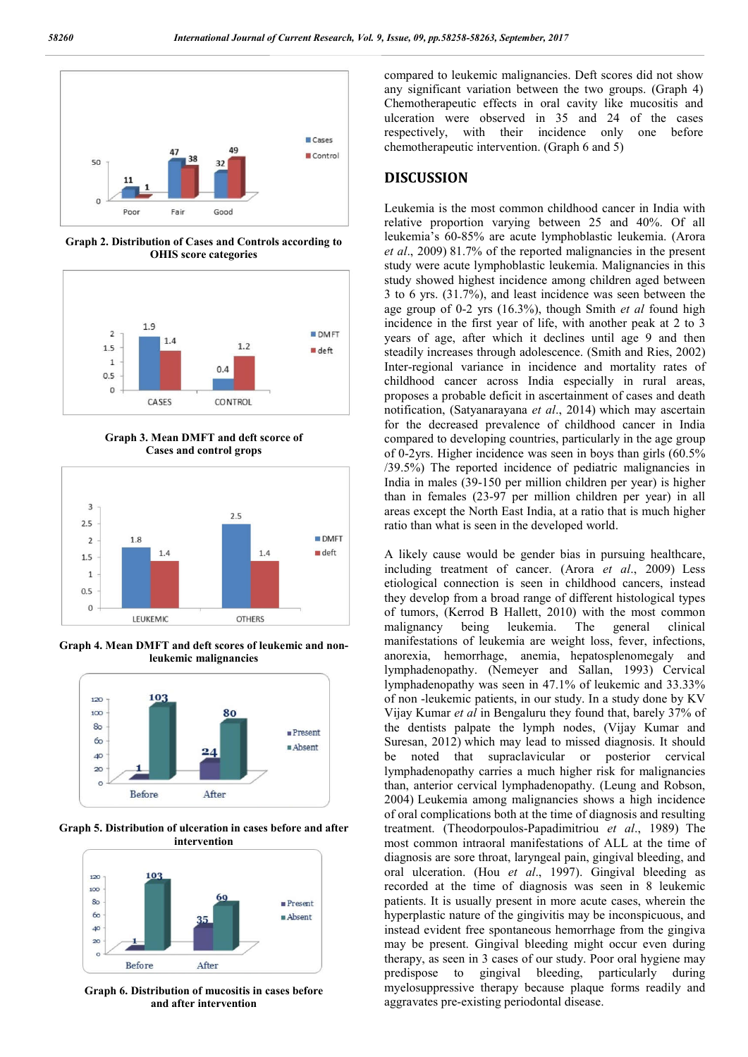Graph 2. Distribution of Cases and Controls according to OHIS score categories

Graph 3. Mean DMFT and deft scorce of Cases and control grops

Graph 4. Mean DMFT and deft scores of leukemic and non-leukemic malignancies

Graph 5. Distribution of ulceration in cases before and after intervention

Graph 6. Distribution of mucositis in cases before and after intervention

compared to leukemic malignancies. Deft scores did not show any significant variation between the two groups. (Graph 4) Chemotherapeutic effects in oral cavity like mucositis and ulceration were observed in 35 and 24 of the cases respectively, with their incidence only one before chemotherapeutic intervention. (Graph 6 and 5)

## DISCUSSION

Leukemia is the most common childhood cancer in India with relative proportion varying between 25 and 40%. Of all leukemia's 60-85% are acute lymphoblastic leukemia. (Arora *et al*., 2009) 81.7% of the reported malignancies in the present study were acute lymphoblastic leukemia. Malignancies in this study showed highest incidence among children aged between 3 to 6 yrs. (31.7%), and least incidence was seen between the age group of 0-2 yrs (16.3%), though Smith *et al* found high incidence in the first year of life, with another peak at 2 to 3 years of age, after which it declines until age 9 and then steadily increases through adolescence. (Smith and Ries, 2002) Inter-regional variance in incidence and mortality rates of childhood cancer across India especially in rural areas, proposes a probable deficit in ascertainment of cases and death notification, (Satyanarayana *et al*., 2014) which may ascertain for the decreased prevalence of childhood cancer in India compared to developing countries, particularly in the age group of 0-2yrs. Higher incidence was seen in boys than girls (60.5% /39.5%) The reported incidence of pediatric malignancies in India in males (39-150 per million children per year) is higher than in females (23-97 per million children per year) in all areas except the North East India, at a ratio that is much higher ratio than what is seen in the developed world.

A likely cause would be gender bias in pursuing healthcare, including treatment of cancer. (Arora *et al*., 2009) Less etiological connection is seen in childhood cancers, instead they develop from a broad range of different histological types of tumors, (Kerrod B Hallett, 2010) with the most common malignancy being leukemia. The general clinical manifestations of leukemia are weight loss, fever, infections, anorexia, hemorrhage, anemia, hepatosplenomegaly and lymphadenopathy. (Nemeyer and Sallan, 1993) Cervical lymphadenopathy was seen in 47.1% of leukemic and 33.33% of non -leukemic patients, in our study. In a study done by KV Vijay Kumar *et al* in Bengaluru they found that, barely 37% of the dentists palpate the lymph nodes, (Vijay Kumar and Suresan, 2012) which may lead to missed diagnosis. It should be noted that supraclavicular or posterior cervical lymphadenopathy carries a much higher risk for malignancies than, anterior cervical lymphadenopathy. (Leung and Robson, 2004) Leukemia among malignancies shows a high incidence of oral complications both at the time of diagnosis and resulting treatment. (Theodorpoulos-Papadimitriou *et al*., 1989) The most common intraoral manifestations of ALL at the time of diagnosis are sore throat, laryngeal pain, gingival bleeding, and oral ulceration. (Hou *et al*., 1997). Gingival bleeding as recorded at the time of diagnosis was seen in 8 leukemic patients. It is usually present in more acute cases, wherein the hyperplastic nature of the gingivitis may be inconspicuous, and instead evident free spontaneous hemorrhage from the gingiva may be present. Gingival bleeding might occur even during therapy, as seen in 3 cases of our study. Poor oral hygiene may predispose to gingival bleeding, particularly during myelosuppressive therapy because plaque forms readily and aggravates pre-existing periodontal disease.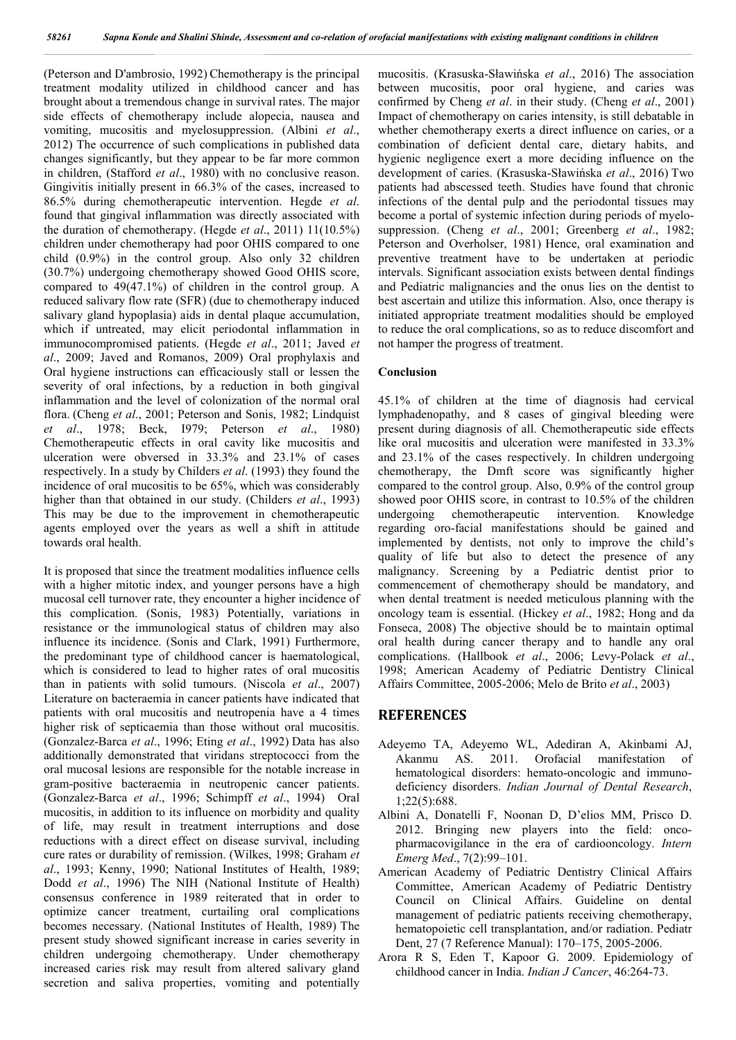(Peterson and D'ambrosio, 1992) Chemotherapy is the principal treatment modality utilized in childhood cancer and has brought about a tremendous change in survival rates. The major side effects of chemotherapy include alopecia, nausea and vomiting, mucositis and myelosuppression. (Albini *et al*., 2012) The occurrence of such complications in published data changes significantly, but they appear to be far more common in children, (Stafford *et al*., 1980) with no conclusive reason. Gingivitis initially present in 66.3% of the cases, increased to 86.5% during chemotherapeutic intervention. Hegde *et al*. found that gingival inflammation was directly associated with the duration of chemotherapy. (Hegde *et al*., 2011) 11(10.5%) children under chemotherapy had poor OHIS compared to one child (0.9%) in the control group. Also only 32 children (30.7%) undergoing chemotherapy showed Good OHIS score, compared to 49(47.1%) of children in the control group. A reduced salivary flow rate (SFR) (due to chemotherapy induced salivary gland hypoplasia) aids in dental plaque accumulation, which if untreated, may elicit periodontal inflammation in immunocompromised patients. (Hegde *et al*., 2011; Javed *et al*., 2009; Javed and Romanos, 2009) Oral prophylaxis and Oral hygiene instructions can efficaciously stall or lessen the severity of oral infections, by a reduction in both gingival inflammation and the level of colonization of the normal oral flora. (Cheng *et al*., 2001; Peterson and Sonis, 1982; Lindquist *et al*., 1978; Beck, I979; Peterson *et al*., 1980) Chemotherapeutic effects in oral cavity like mucositis and ulceration were obversed in 33.3% and 23.1% of cases respectively. In a study by Childers *et al*. (1993) they found the incidence of oral mucositis to be 65%, which was considerably higher than that obtained in our study. (Childers *et al*., 1993) This may be due to the improvement in chemotherapeutic agents employed over the years as well a shift in attitude towards oral health.

It is proposed that since the treatment modalities influence cells with a higher mitotic index, and younger persons have a high mucosal cell turnover rate, they encounter a higher incidence of this complication. (Sonis, 1983) Potentially, variations in resistance or the immunological status of children may also influence its incidence. (Sonis and Clark, 1991) Furthermore, the predominant type of childhood cancer is haematological, which is considered to lead to higher rates of oral mucositis than in patients with solid tumours. (Niscola *et al*., 2007) Literature on bacteraemia in cancer patients have indicated that patients with oral mucositis and neutropenia have a 4 times higher risk of septicaemia than those without oral mucositis. (Gonzalez-Barca *et al*., 1996; Eting *et al*., 1992) Data has also additionally demonstrated that viridans streptococci from the oral mucosal lesions are responsible for the notable increase in gram-positive bacteraemia in neutropenic cancer patients. (Gonzalez-Barca *et al*., 1996; Schimpff *et al*., 1994) Oral mucositis, in addition to its influence on morbidity and quality of life, may result in treatment interruptions and dose reductions with a direct effect on disease survival, including cure rates or durability of remission. (Wilkes, 1998; Graham *et al*., 1993; Kenny, 1990; National Institutes of Health, 1989; Dodd *et al*., 1996) The NIH (National Institute of Health) consensus conference in 1989 reiterated that in order to optimize cancer treatment, curtailing oral complications becomes necessary. (National Institutes of Health, 1989) The present study showed significant increase in caries severity in children undergoing chemotherapy. Under chemotherapy increased caries risk may result from altered salivary gland secretion and saliva properties, vomiting and potentially mucositis. (Krasuska-Sławińska *et al*., 2016) The association between mucositis, poor oral hygiene, and caries was confirmed by Cheng *et al*. in their study. (Cheng *et al*., 2001) Impact of chemotherapy on caries intensity, is still debatable in whether chemotherapy exerts a direct influence on caries, or a combination of deficient dental care, dietary habits, and hygienic negligence exert a more deciding influence on the development of caries. (Krasuska-Sławińska *et al*., 2016) Two patients had abscessed teeth. Studies have found that chronic infections of the dental pulp and the periodontal tissues may become a portal of systemic infection during periods of myelo-suppression. (Cheng *et al*., 2001; Greenberg *et al*., 1982; Peterson and Overholser, 1981) Hence, oral examination and preventive treatment have to be undertaken at periodic intervals. Significant association exists between dental findings and Pediatric malignancies and the onus lies on the dentist to best ascertain and utilize this information. Also, once therapy is initiated appropriate treatment modalities should be employed to reduce the oral complications, so as to reduce discomfort and not hamper the progress of treatment.

## Conclusion

45.1% of children at the time of diagnosis had cervical lymphadenopathy, and 8 cases of gingival bleeding were present during diagnosis of all. Chemotherapeutic side effects like oral mucositis and ulceration were manifested in 33.3% and 23.1% of the cases respectively. In children undergoing chemotherapy, the Dmft score was significantly higher compared to the control group. Also, 0.9% of the control group showed poor OHIS score, in contrast to 10.5% of the children undergoing chemotherapeutic intervention. Knowledge regarding oro-facial manifestations should be gained and implemented by dentists, not only to improve the child's quality of life but also to detect the presence of any malignancy. Screening by a Pediatric dentist prior to commencement of chemotherapy should be mandatory, and when dental treatment is needed meticulous planning with the oncology team is essential. (Hickey *et al*., 1982; Hong and da Fonseca, 2008) The objective should be to maintain optimal oral health during cancer therapy and to handle any oral complications. (Hallbook *et al*., 2006; Levy-Polack *et al*., 1998; American Academy of Pediatric Dentistry Clinical Affairs Committee, 2005-2006; Melo de Brito *et al*., 2003)

## REFERENCES

- Adeyemo TA, Adeyemo WL, Adediran A, Akinbami AJ, Akanmu AS. 2011. Orofacial manifestation of hematological disorders: hemato-oncologic and immuno-deficiency disorders. *Indian Journal of Dental Research*, 1;22(5):688.
- Albini A, Donatelli F, Noonan D, D'elios MM, Prisco D. 2012. Bringing new players into the field: onco-pharmacovigilance in the era of cardiooncology. *Intern Emerg Med*., 7(2):99–101.
- American Academy of Pediatric Dentistry Clinical Affairs Committee, American Academy of Pediatric Dentistry Council on Clinical Affairs. Guideline on dental management of pediatric patients receiving chemotherapy, hematopoietic cell transplantation, and/or radiation. Pediatr Dent, 27 (7 Reference Manual): 170–175, 2005-2006.
- Arora R S, Eden T, Kapoor G. 2009. Epidemiology of childhood cancer in India. *Indian J Cancer*, 46:264-73.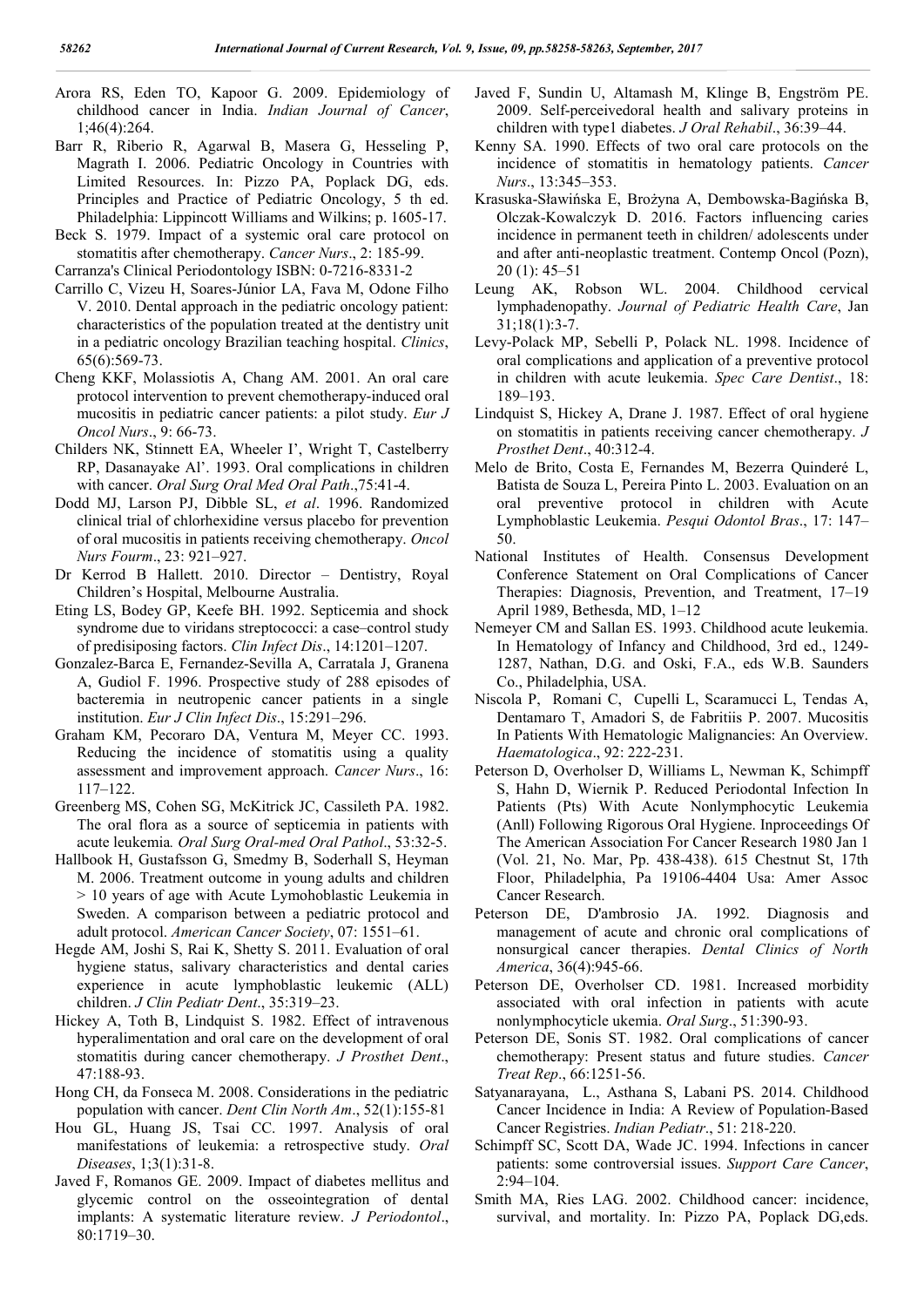Arora RS, Eden TO, Kapoor G. 2009. Epidemiology of childhood cancer in India. *Indian Journal of Cancer*, 1;46(4):264.

Barr R, Riberio R, Agarwal B, Masera G, Hesseling P, Magrath I. 2006. Pediatric Oncology in Countries with Limited Resources. In: Pizzo PA, Poplack DG, eds. Principles and Practice of Pediatric Oncology, 5 th ed. Philadelphia: Lippincott Williams and Wilkins; p. 1605-17.

Beck S. 1979. Impact of a systemic oral care protocol on stomatitis after chemotherapy. *Cancer Nurs*., 2: 185-99.

Carranza's Clinical Periodontology ISBN: 0-7216-8331-2

Carrillo C, Vizeu H, Soares-Júnior LA, Fava M, Odone Filho V. 2010. Dental approach in the pediatric oncology patient: characteristics of the population treated at the dentistry unit in a pediatric oncology Brazilian teaching hospital. *Clinics*, 65(6):569-73.

Cheng KKF, Molassiotis A, Chang AM. 2001. An oral care protocol intervention to prevent chemotherapy-induced oral mucositis in pediatric cancer patients: a pilot study. *Eur J Oncol Nurs*., 9: 66-73.

Childers NK, Stinnett EA, Wheeler I', Wright T, Castelberry RP, Dasanayake Al'. 1993. Oral complications in children with cancer. *Oral Surg Oral Med Oral Path*.,75:41-4.

Dodd MJ, Larson PJ, Dibble SL, *et al*. 1996. Randomized clinical trial of chlorhexidine versus placebo for prevention of oral mucositis in patients receiving chemotherapy. *Oncol Nurs Fourm*., 23: 921–927.

Dr Kerrod B Hallett. 2010. Director – Dentistry, Royal Children's Hospital, Melbourne Australia.

Eting LS, Bodey GP, Keefe BH. 1992. Septicemia and shock syndrome due to viridans streptococci: a case–control study of predisiposing factors. *Clin Infect Dis*., 14:1201–1207.

Gonzalez-Barca E, Fernandez-Sevilla A, Carratala J, Granena A, Gudiol F. 1996. Prospective study of 288 episodes of bacteremia in neutropenic cancer patients in a single institution. *Eur J Clin Infect Dis*., 15:291–296.

Graham KM, Pecoraro DA, Ventura M, Meyer CC. 1993. Reducing the incidence of stomatitis using a quality assessment and improvement approach. *Cancer Nurs*., 16: 117–122.

Greenberg MS, Cohen SG, McKitrick JC, Cassileth PA. 1982. The oral flora as a source of septicemia in patients with acute leukemia*. Oral Surg Oral-med Oral Pathol*., 53:32-5.

Hallbook H, Gustafsson G, Smedmy B, Soderhall S, Heyman M. 2006. Treatment outcome in young adults and children > 10 years of age with Acute Lymohoblastic Leukemia in Sweden. A comparison between a pediatric protocol and adult protocol. *American Cancer Society*, 07: 1551–61.

Hegde AM, Joshi S, Rai K, Shetty S. 2011. Evaluation of oral hygiene status, salivary characteristics and dental caries experience in acute lymphoblastic leukemic (ALL) children. *J Clin Pediatr Dent*., 35:319–23.

Hickey A, Toth B, Lindquist S. 1982. Effect of intravenous hyperalimentation and oral care on the development of oral stomatitis during cancer chemotherapy. *J Prosthet Dent*., 47:188-93.

Hong CH, da Fonseca M. 2008. Considerations in the pediatric population with cancer. *Dent Clin North Am*., 52(1):155-81

Hou GL, Huang JS, Tsai CC. 1997. Analysis of oral manifestations of leukemia: a retrospective study. *Oral Diseases*, 1;3(1):31-8.

Javed F, Romanos GE. 2009. Impact of diabetes mellitus and glycemic control on the osseointegration of dental implants: A systematic literature review. *J Periodontol*., 80:1719–30.

Javed F, Sundin U, Altamash M, Klinge B, Engström PE. 2009. Self-perceivedoral health and salivary proteins in children with type1 diabetes. *J Oral Rehabil*., 36:39–44.

Kenny SA. 1990. Effects of two oral care protocols on the incidence of stomatitis in hematology patients. *Cancer Nurs*., 13:345–353.

Krasuska-Sławińska E, Brożyna A, Dembowska-Bagińska B, Olczak-Kowalczyk D. 2016. Factors influencing caries incidence in permanent teeth in children/ adolescents under and after anti-neoplastic treatment. Contemp Oncol (Pozn), 20 (1): 45–51

Leung AK, Robson WL. 2004. Childhood cervical lymphadenopathy. *Journal of Pediatric Health Care*, Jan 31;18(1):3-7.

Levy-Polack MP, Sebelli P, Polack NL. 1998. Incidence of oral complications and application of a preventive protocol in children with acute leukemia. *Spec Care Dentist*., 18: 189–193.

Lindquist S, Hickey A, Drane J. 1987. Effect of oral hygiene on stomatitis in patients receiving cancer chemotherapy. *J Prosthet Dent*., 40:312-4.

Melo de Brito, Costa E, Fernandes M, Bezerra Quinderé L, Batista de Souza L, Pereira Pinto L. 2003. Evaluation on an oral preventive protocol in children with Acute Lymphoblastic Leukemia. *Pesqui Odontol Bras*., 17: 147–50.

National Institutes of Health. Consensus Development Conference Statement on Oral Complications of Cancer Therapies: Diagnosis, Prevention, and Treatment, 17–19 April 1989, Bethesda, MD, 1–12

Nemeyer CM and Sallan ES. 1993. Childhood acute leukemia. In Hematology of Infancy and Childhood, 3rd ed., 1249-1287, Nathan, D.G. and Oski, F.A., eds W.B. Saunders Co., Philadelphia, USA.

Niscola P, Romani C, Cupelli L, Scaramucci L, Tendas A, Dentamaro T, Amadori S, de Fabritiis P. 2007. Mucositis In Patients With Hematologic Malignancies: An Overview. *Haematologica*., 92: 222-231.

Peterson D, Overholser D, Williams L, Newman K, Schimpff S, Hahn D, Wiernik P. Reduced Periodontal Infection In Patients (Pts) With Acute Nonlymphocytic Leukemia (Anll) Following Rigorous Oral Hygiene. Inproceedings Of The American Association For Cancer Research 1980 Jan 1 (Vol. 21, No. Mar, Pp. 438-438). 615 Chestnut St, 17th Floor, Philadelphia, Pa 19106-4404 Usa: Amer Assoc Cancer Research.

Peterson DE, D'ambrosio JA. 1992. Diagnosis and management of acute and chronic oral complications of nonsurgical cancer therapies. *Dental Clinics of North America*, 36(4):945-66.

Peterson DE, Overholser CD. 1981. Increased morbidity associated with oral infection in patients with acute nonlymphocyticle ukemia. *Oral Surg*., 51:390-93.

Peterson DE, Sonis ST. 1982. Oral complications of cancer chemotherapy: Present status and future studies. *Cancer Treat Rep*., 66:1251-56.

Satyanarayana, L., Asthana S, Labani PS. 2014. Childhood Cancer Incidence in India: A Review of Population-Based Cancer Registries. *Indian Pediatr*., 51: 218-220.

Schimpff SC, Scott DA, Wade JC. 1994. Infections in cancer patients: some controversial issues. *Support Care Cancer*, 2:94–104.

Smith MA, Ries LAG. 2002. Childhood cancer: incidence, survival, and mortality. In: Pizzo PA, Poplack DG,eds.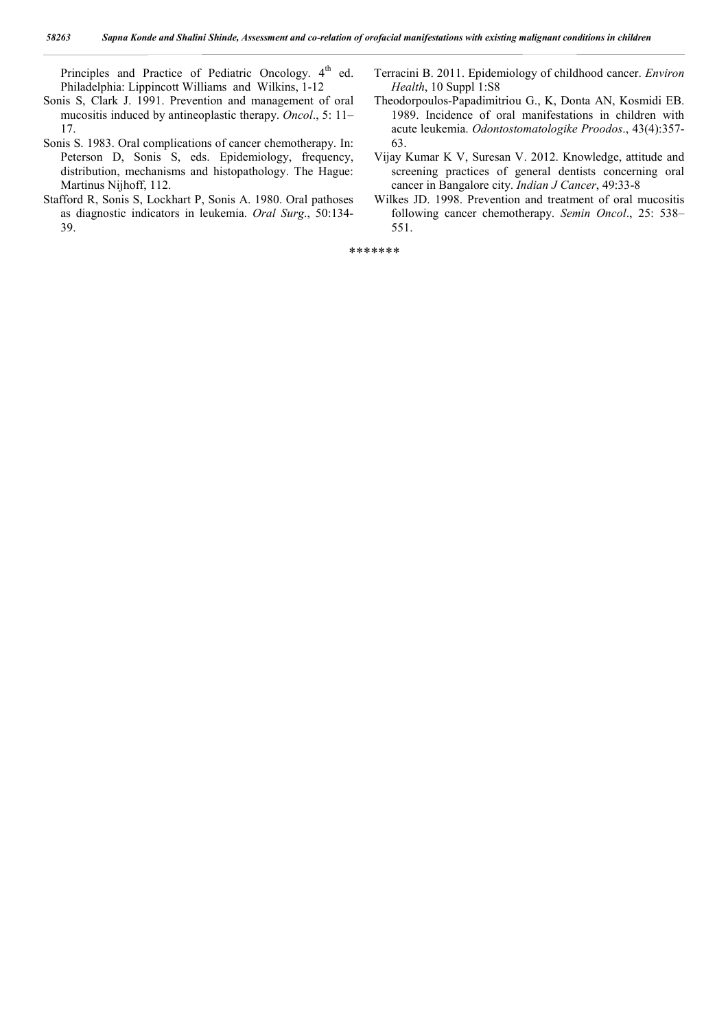Principles and Practice of Pediatric Oncology. 4th ed. Philadelphia: Lippincott Williams and Wilkins, 1-12

Sonis S, Clark J. 1991. Prevention and management of oral mucositis induced by antineoplastic therapy. *Oncol*., 5: 11–17.

Sonis S. 1983. Oral complications of cancer chemotherapy. In: Peterson D, Sonis S, eds. Epidemiology, frequency, distribution, mechanisms and histopathology. The Hague: Martinus Nijhoff, 112.

Stafford R, Sonis S, Lockhart P, Sonis A. 1980. Oral pathoses as diagnostic indicators in leukemia. *Oral Surg*., 50:134-39.

Terracini B. 2011. Epidemiology of childhood cancer. *Environ Health*, 10 Suppl 1:S8

Theodorpoulos-Papadimitriou G., K, Donta AN, Kosmidi EB. 1989. Incidence of oral manifestations in children with acute leukemia. *Odontostomatologike Proodos*., 43(4):357-63.

Vijay Kumar K V, Suresan V. 2012. Knowledge, attitude and screening practices of general dentists concerning oral cancer in Bangalore city. *Indian J Cancer*, 49:33-8

Wilkes JD. 1998. Prevention and treatment of oral mucositis following cancer chemotherapy. *Semin Oncol*., 25: 538–551.

*******